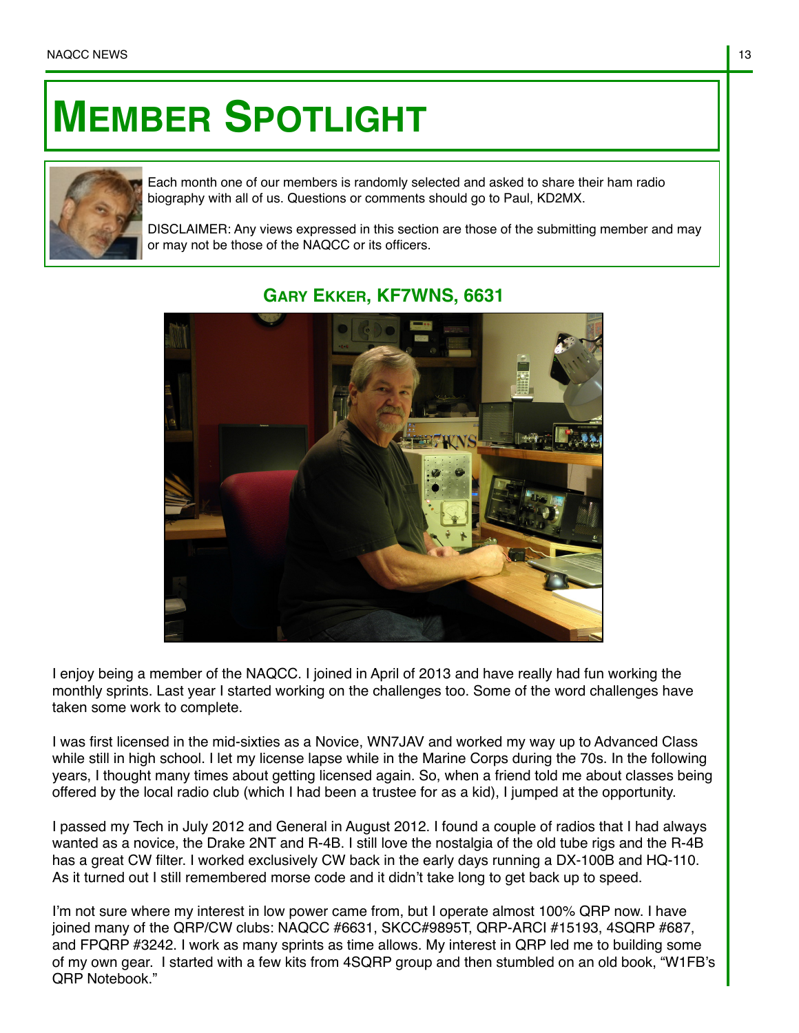# Member Spotlight

Each month one of our members is randomly selected and asked to share their ham radio biography with all of us. Questions or comments should go to Paul, KD2MX.

DISCLAIMER: Any views expressed in this section are those of the submitting member and may or may not be those of the NAQCC or its officers.

## Gary Ekker, KF7WNS, 6631

I enjoy being a member of the NAQCC. I joined in April of 2013 and have really had fun working the monthly sprints. Last year I started working on the challenges too. Some of the word challenges have taken some work to complete.

I was first licensed in the mid-sixties as a Novice, WN7JAV and worked my way up to Advanced Class while still in high school. I let my license lapse while in the Marine Corps during the 70s. In the following years, I thought many times about getting licensed again. So, when a friend told me about classes being offered by the local radio club (which I had been a trustee for as a kid), I jumped at the opportunity.

I passed my Tech in July 2012 and General in August 2012. I found a couple of radios that I had always wanted as a novice, the Drake 2NT and R-4B. I still love the nostalgia of the old tube rigs and the R-4B has a great CW filter. I worked exclusively CW back in the early days running a DX-100B and HQ-110. As it turned out I still remembered morse code and it didn't take long to get back up to speed.

I'm not sure where my interest in low power came from, but I operate almost 100% QRP now. I have joined many of the QRP/CW clubs: NAQCC #6631, SKCC#9895T, QRP-ARCI #15193, 4SQRP #687, and FPQRP #3242. I work as many sprints as time allows. My interest in QRP led me to building some of my own gear. I started with a few kits from 4SQRP group and then stumbled on an old book, "W1FB's QRP Notebook."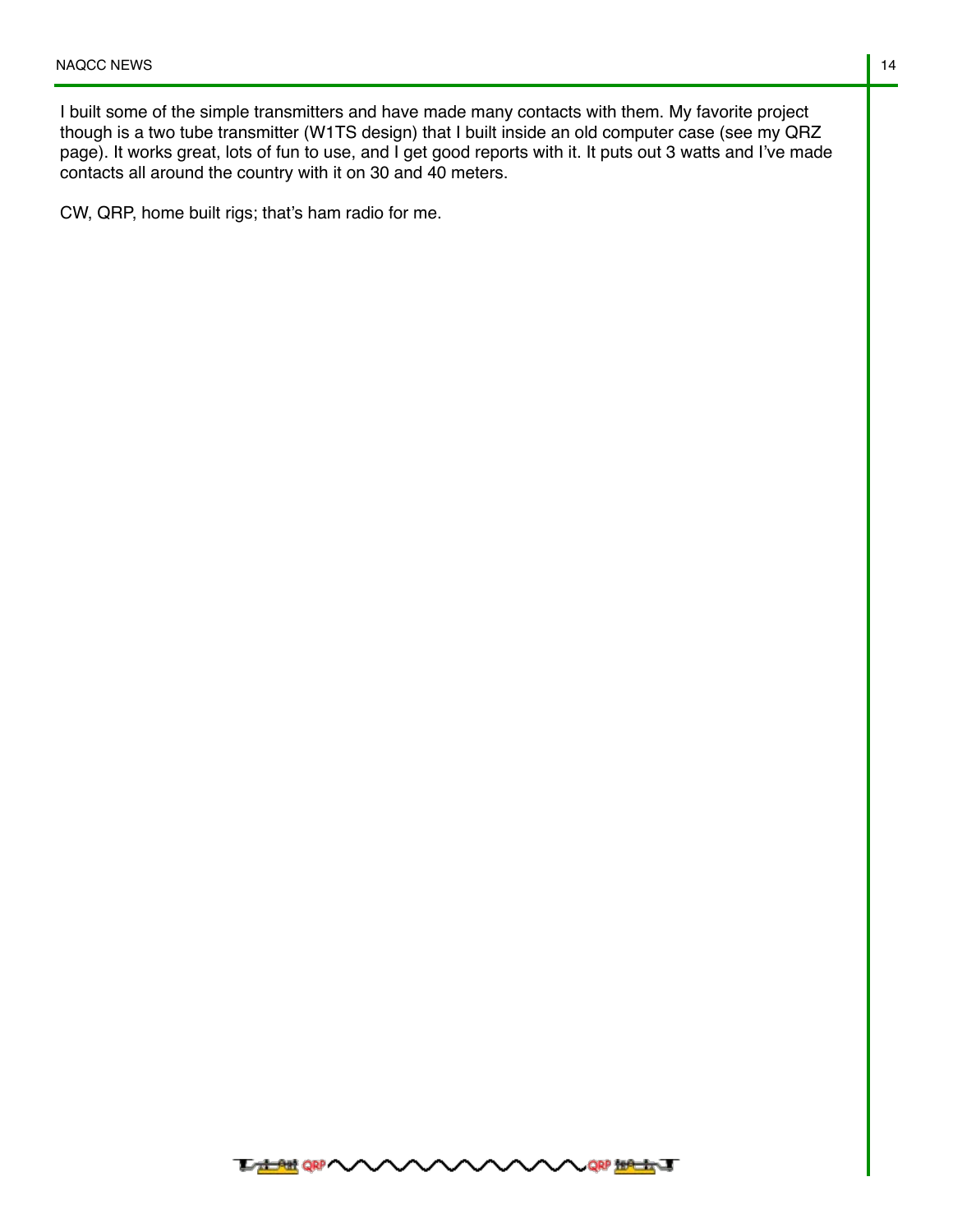I built some of the simple transmitters and have made many contacts with them. My favorite project though is a two tube transmitter (W1TS design) that I built inside an old computer case (see my QRZ page). It works great, lots of fun to use, and I get good reports with it. It puts out 3 watts and I've made contacts all around the country with it on 30 and 40 meters.

CW, QRP, home built rigs; that's ham radio for me.